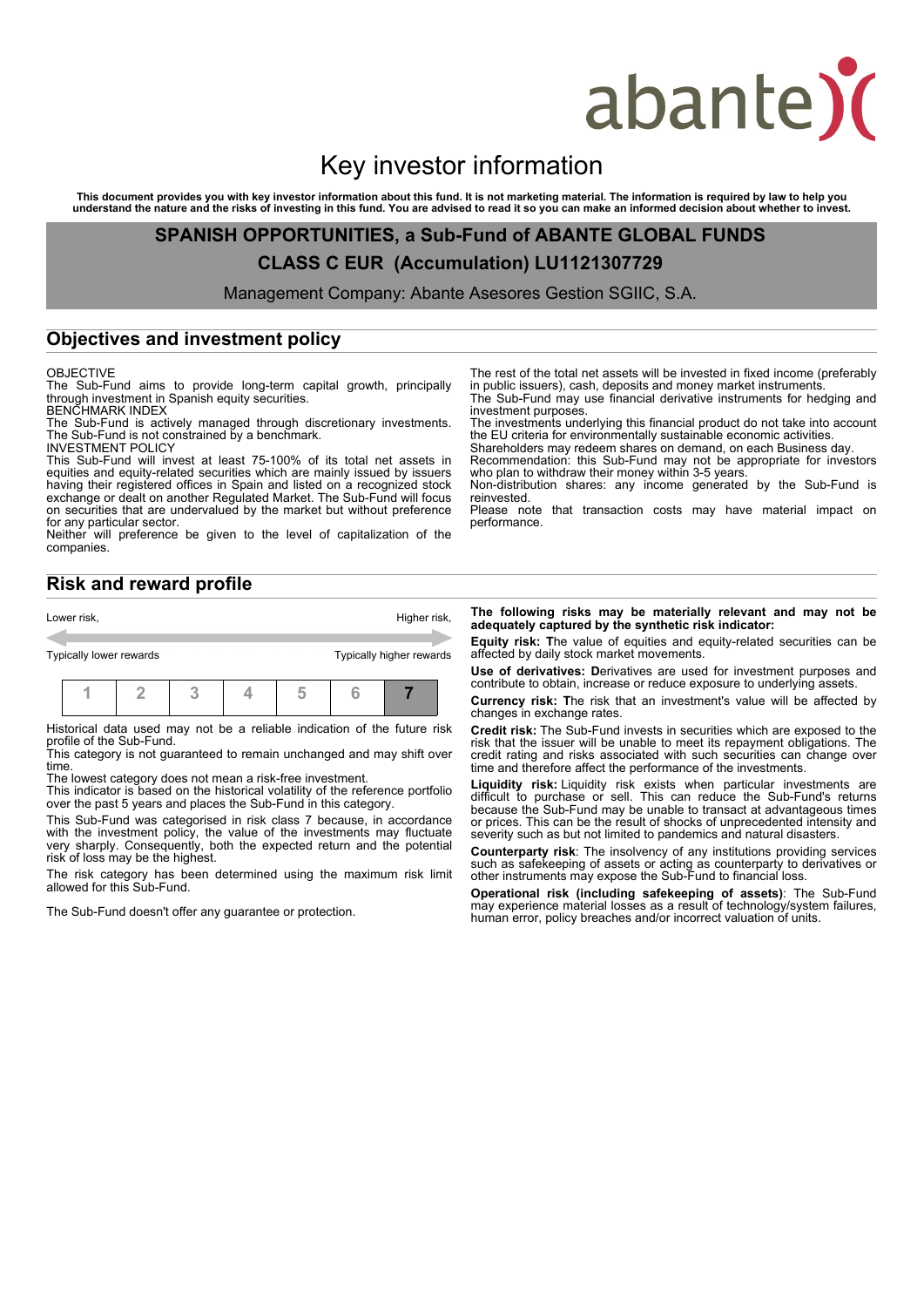abante

# Key investor information

**This document provides you with key investor information about this fund. It is not marketing material. The information is required by law to help you understand the nature and the risks of investing in this fund. You are advised to read it so you can make an informed decision about whether to invest.**

**SPANISH OPPORTUNITIES, a Sub-Fund of ABANTE GLOBAL FUNDS**

**CLASS C EUR (Accumulation) LU1121307729**

Management Company: Abante Asesores Gestion SGIIC, S.A.

## Objectives and investment policy

OBJECTIVE
The Sub-Fund aims to provide long-term capital growth, principally through investment in Spanish equity securities.
BENCHMARK INDEX
The Sub-Fund is actively managed through discretionary investments. The Sub-Fund is not constrained by a benchmark.
INVESTMENT POLICY
This Sub-Fund will invest at least 75-100% of its total net assets in equities and equity-related securities which are mainly issued by issuers having their registered offices in Spain and listed on a recognized stock exchange or dealt on another Regulated Market. The Sub-Fund will focus on securities that are undervalued by the market but without preference for any particular sector.
Neither will preference be given to the level of capitalization of the companies.

The rest of the total net assets will be invested in fixed income (preferably in public issuers), cash, deposits and money market instruments.
The Sub-Fund may use financial derivative instruments for hedging and investment purposes.
The investments underlying this financial product do not take into account the EU criteria for environmentally sustainable economic activities.
Shareholders may redeem shares on demand, on each Business day.
Recommendation: this Sub-Fund may not be appropriate for investors who plan to withdraw their money within 3-5 years.
Non-distribution shares: any income generated by the Sub-Fund is reinvested.
Please note that transaction costs may have material impact on performance.

## Risk and reward profile

Lower risk, — Higher risk,

Typically lower rewards — Typically higher rewards

| 1 | 2 | 3 | 4 | 5 | 6 | **7** |
|---|---|---|---|---|---|---|

Historical data used may not be a reliable indication of the future risk profile of the Sub-Fund.
This category is not guaranteed to remain unchanged and may shift over time.
The lowest category does not mean a risk-free investment.
This indicator is based on the historical volatility of the reference portfolio over the past 5 years and places the Sub-Fund in this category.

This Sub-Fund was categorised in risk class 7 because, in accordance with the investment policy, the value of the investments may fluctuate very sharply. Consequently, both the expected return and the potential risk of loss may be the highest.

The risk category has been determined using the maximum risk limit allowed for this Sub-Fund.

The Sub-Fund doesn't offer any guarantee or protection.

**The following risks may be materially relevant and may not be adequately captured by the synthetic risk indicator:**

**Equity risk: T**he value of equities and equity-related securities can be affected by daily stock market movements.

**Use of derivatives: D**erivatives are used for investment purposes and contribute to obtain, increase or reduce exposure to underlying assets.

**Currency risk: T**he risk that an investment's value will be affected by changes in exchange rates.

**Credit risk:** The Sub-Fund invests in securities which are exposed to the risk that the issuer will be unable to meet its repayment obligations. The credit rating and risks associated with such securities can change over time and therefore affect the performance of the investments.

**Liquidity risk:** Liquidity risk exists when particular investments are difficult to purchase or sell. This can reduce the Sub-Fund's returns because the Sub-Fund may be unable to transact at advantageous times or prices. This can be the result of shocks of unprecedented intensity and severity such as but not limited to pandemics and natural disasters.

**Counterparty risk**: The insolvency of any institutions providing services such as safekeeping of assets or acting as counterparty to derivatives or other instruments may expose the Sub-Fund to financial loss.

**Operational risk (including safekeeping of assets)**: The Sub-Fund may experience material losses as a result of technology/system failures, human error, policy breaches and/or incorrect valuation of units.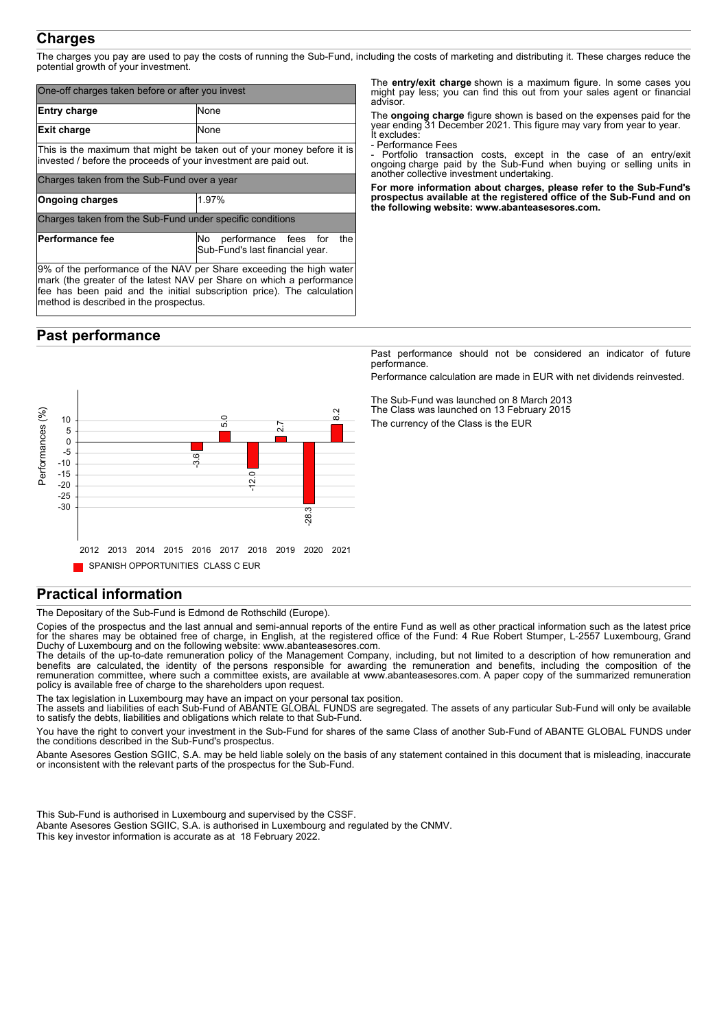## Charges

The charges you pay are used to pay the costs of running the Sub-Fund, including the costs of marketing and distributing it. These charges reduce the potential growth of your investment.

| One-off charges taken before or after you invest | |
|---|---|
| **Entry charge** | None |
| **Exit charge** | None |
| This is the maximum that might be taken out of your money before it is invested / before the proceeds of your investment are paid out. | |
| Charges taken from the Sub-Fund over a year | |
| **Ongoing charges** | 1.97% |
| Charges taken from the Sub-Fund under specific conditions | |
| **Performance fee** | No performance fees for the Sub-Fund's last financial year. |
| 9% of the performance of the NAV per Share exceeding the high water mark (the greater of the latest NAV per Share on which a performance fee has been paid and the initial subscription price). The calculation method is described in the prospectus. | |

The **entry/exit charge** shown is a maximum figure. In some cases you might pay less; you can find this out from your sales agent or financial advisor.

The **ongoing charge** figure shown is based on the expenses paid for the year ending 31 December 2021. This figure may vary from year to year. It excludes:
- Performance Fees
- Portfolio transaction costs, except in the case of an entry/exit ongoing charge paid by the Sub-Fund when buying or selling units in another collective investment undertaking.

**For more information about charges, please refer to the Sub-Fund's prospectus available at the registered office of the Sub-Fund and on the following website: www.abanteasesores.com.**

## Past performance

Performances (%)
10
5
0
-5
-10
-15
-20
-25
-30
-3.6
5.0
-12.0
2.7
-28.3
8.2
2012 2013 2014 2015 2016 2017 2018 2019 2020 2021
SPANISH OPPORTUNITIES CLASS C EUR

Past performance should not be considered an indicator of future performance.

Performance calculation are made in EUR with net dividends reinvested.

The Sub-Fund was launched on 8 March 2013
The Class was launched on 13 February 2015

The currency of the Class is the EUR

## Practical information

The Depositary of the Sub-Fund is Edmond de Rothschild (Europe).

Copies of the prospectus and the last annual and semi-annual reports of the entire Fund as well as other practical information such as the latest price for the shares may be obtained free of charge, in English, at the registered office of the Fund: 4 Rue Robert Stumper, L-2557 Luxembourg, Grand Duchy of Luxembourg and on the following website: www.abanteasesores.com.
The details of the up-to-date remuneration policy of the Management Company, including, but not limited to a description of how remuneration and benefits are calculated, the identity of the persons responsible for awarding the remuneration and benefits, including the composition of the remuneration committee, where such a committee exists, are available at www.abanteasesores.com. A paper copy of the summarized remuneration policy is available free of charge to the shareholders upon request.

The tax legislation in Luxembourg may have an impact on your personal tax position.
The assets and liabilities of each Sub-Fund of ABANTE GLOBAL FUNDS are segregated. The assets of any particular Sub-Fund will only be available to satisfy the debts, liabilities and obligations which relate to that Sub-Fund.

You have the right to convert your investment in the Sub-Fund for shares of the same Class of another Sub-Fund of ABANTE GLOBAL FUNDS under the conditions described in the Sub-Fund's prospectus.

Abante Asesores Gestion SGIIC, S.A. may be held liable solely on the basis of any statement contained in this document that is misleading, inaccurate or inconsistent with the relevant parts of the prospectus for the Sub-Fund.

This Sub-Fund is authorised in Luxembourg and supervised by the CSSF.
Abante Asesores Gestion SGIIC, S.A. is authorised in Luxembourg and regulated by the CNMV.
This key investor information is accurate as at 18 February 2022.